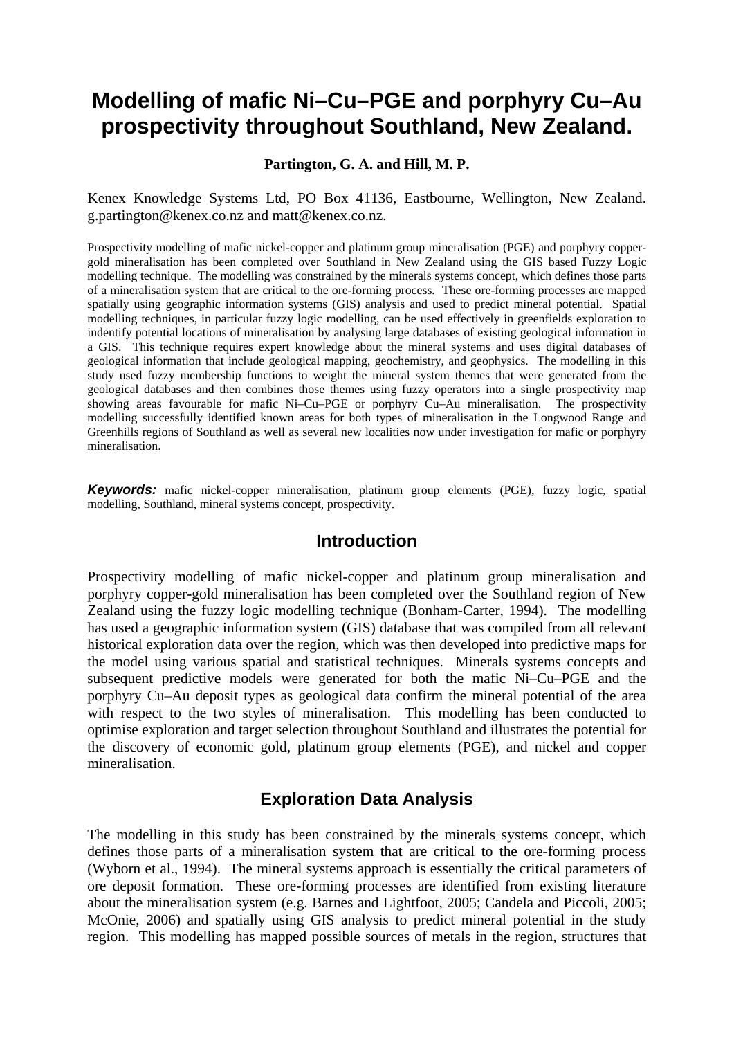# Modelling of mafic Ni–Cu–PGE and porphyry Cu–Au prospectivity throughout Southland, New Zealand.

**Partington, G. A. and Hill, M. P.**

Kenex Knowledge Systems Ltd, PO Box 41136, Eastbourne, Wellington, New Zealand. g.partington@kenex.co.nz and matt@kenex.co.nz.

Prospectivity modelling of mafic nickel-copper and platinum group mineralisation (PGE) and porphyry copper-gold mineralisation has been completed over Southland in New Zealand using the GIS based Fuzzy Logic modelling technique. The modelling was constrained by the minerals systems concept, which defines those parts of a mineralisation system that are critical to the ore-forming process. These ore-forming processes are mapped spatially using geographic information systems (GIS) analysis and used to predict mineral potential. Spatial modelling techniques, in particular fuzzy logic modelling, can be used effectively in greenfields exploration to indentify potential locations of mineralisation by analysing large databases of existing geological information in a GIS. This technique requires expert knowledge about the mineral systems and uses digital databases of geological information that include geological mapping, geochemistry, and geophysics. The modelling in this study used fuzzy membership functions to weight the mineral system themes that were generated from the geological databases and then combines those themes using fuzzy operators into a single prospectivity map showing areas favourable for mafic Ni–Cu–PGE or porphyry Cu–Au mineralisation. The prospectivity modelling successfully identified known areas for both types of mineralisation in the Longwood Range and Greenhills regions of Southland as well as several new localities now under investigation for mafic or porphyry mineralisation.

***Keywords:*** mafic nickel-copper mineralisation, platinum group elements (PGE), fuzzy logic, spatial modelling, Southland, mineral systems concept, prospectivity.

## Introduction

Prospectivity modelling of mafic nickel-copper and platinum group mineralisation and porphyry copper-gold mineralisation has been completed over the Southland region of New Zealand using the fuzzy logic modelling technique (Bonham-Carter, 1994). The modelling has used a geographic information system (GIS) database that was compiled from all relevant historical exploration data over the region, which was then developed into predictive maps for the model using various spatial and statistical techniques. Minerals systems concepts and subsequent predictive models were generated for both the mafic Ni–Cu–PGE and the porphyry Cu–Au deposit types as geological data confirm the mineral potential of the area with respect to the two styles of mineralisation. This modelling has been conducted to optimise exploration and target selection throughout Southland and illustrates the potential for the discovery of economic gold, platinum group elements (PGE), and nickel and copper mineralisation.

## Exploration Data Analysis

The modelling in this study has been constrained by the minerals systems concept, which defines those parts of a mineralisation system that are critical to the ore-forming process (Wyborn et al., 1994). The mineral systems approach is essentially the critical parameters of ore deposit formation. These ore-forming processes are identified from existing literature about the mineralisation system (e.g. Barnes and Lightfoot, 2005; Candela and Piccoli, 2005; McOnie, 2006) and spatially using GIS analysis to predict mineral potential in the study region. This modelling has mapped possible sources of metals in the region, structures that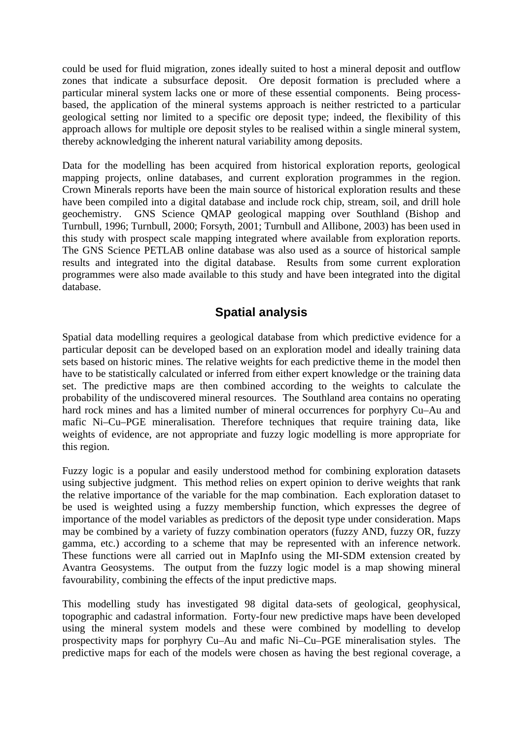could be used for fluid migration, zones ideally suited to host a mineral deposit and outflow zones that indicate a subsurface deposit. Ore deposit formation is precluded where a particular mineral system lacks one or more of these essential components. Being process-based, the application of the mineral systems approach is neither restricted to a particular geological setting nor limited to a specific ore deposit type; indeed, the flexibility of this approach allows for multiple ore deposit styles to be realised within a single mineral system, thereby acknowledging the inherent natural variability among deposits.

Data for the modelling has been acquired from historical exploration reports, geological mapping projects, online databases, and current exploration programmes in the region. Crown Minerals reports have been the main source of historical exploration results and these have been compiled into a digital database and include rock chip, stream, soil, and drill hole geochemistry. GNS Science QMAP geological mapping over Southland (Bishop and Turnbull, 1996; Turnbull, 2000; Forsyth, 2001; Turnbull and Allibone, 2003) has been used in this study with prospect scale mapping integrated where available from exploration reports. The GNS Science PETLAB online database was also used as a source of historical sample results and integrated into the digital database. Results from some current exploration programmes were also made available to this study and have been integrated into the digital database.

## Spatial analysis

Spatial data modelling requires a geological database from which predictive evidence for a particular deposit can be developed based on an exploration model and ideally training data sets based on historic mines. The relative weights for each predictive theme in the model then have to be statistically calculated or inferred from either expert knowledge or the training data set. The predictive maps are then combined according to the weights to calculate the probability of the undiscovered mineral resources. The Southland area contains no operating hard rock mines and has a limited number of mineral occurrences for porphyry Cu–Au and mafic Ni–Cu–PGE mineralisation. Therefore techniques that require training data, like weights of evidence, are not appropriate and fuzzy logic modelling is more appropriate for this region.

Fuzzy logic is a popular and easily understood method for combining exploration datasets using subjective judgment. This method relies on expert opinion to derive weights that rank the relative importance of the variable for the map combination. Each exploration dataset to be used is weighted using a fuzzy membership function, which expresses the degree of importance of the model variables as predictors of the deposit type under consideration. Maps may be combined by a variety of fuzzy combination operators (fuzzy AND, fuzzy OR, fuzzy gamma, etc.) according to a scheme that may be represented with an inference network. These functions were all carried out in MapInfo using the MI-SDM extension created by Avantra Geosystems. The output from the fuzzy logic model is a map showing mineral favourability, combining the effects of the input predictive maps.

This modelling study has investigated 98 digital data-sets of geological, geophysical, topographic and cadastral information. Forty-four new predictive maps have been developed using the mineral system models and these were combined by modelling to develop prospectivity maps for porphyry Cu–Au and mafic Ni–Cu–PGE mineralisation styles. The predictive maps for each of the models were chosen as having the best regional coverage, a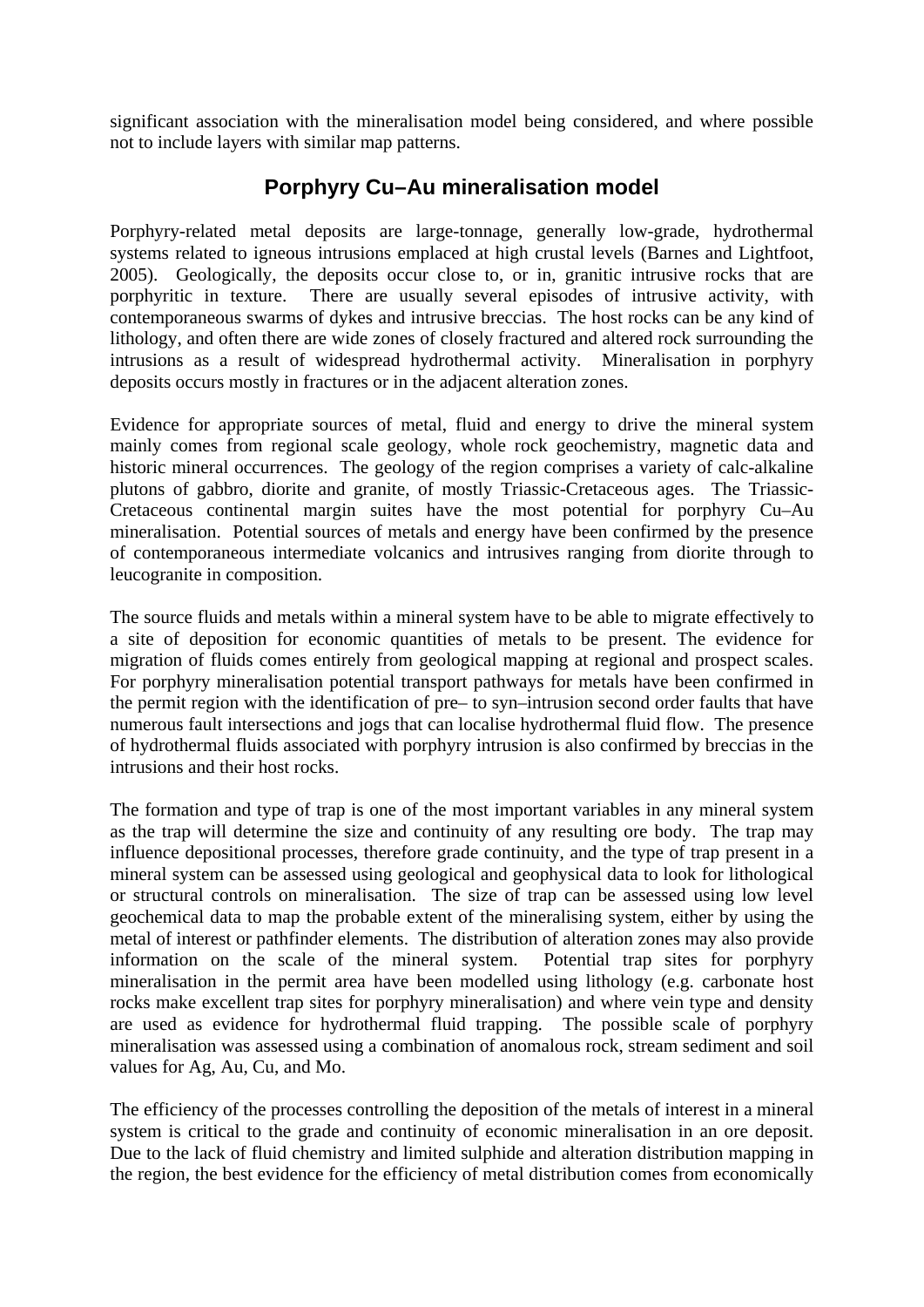significant association with the mineralisation model being considered, and where possible not to include layers with similar map patterns.

## Porphyry Cu–Au mineralisation model

Porphyry-related metal deposits are large-tonnage, generally low-grade, hydrothermal systems related to igneous intrusions emplaced at high crustal levels (Barnes and Lightfoot, 2005). Geologically, the deposits occur close to, or in, granitic intrusive rocks that are porphyritic in texture. There are usually several episodes of intrusive activity, with contemporaneous swarms of dykes and intrusive breccias. The host rocks can be any kind of lithology, and often there are wide zones of closely fractured and altered rock surrounding the intrusions as a result of widespread hydrothermal activity. Mineralisation in porphyry deposits occurs mostly in fractures or in the adjacent alteration zones.

Evidence for appropriate sources of metal, fluid and energy to drive the mineral system mainly comes from regional scale geology, whole rock geochemistry, magnetic data and historic mineral occurrences. The geology of the region comprises a variety of calc-alkaline plutons of gabbro, diorite and granite, of mostly Triassic-Cretaceous ages. The Triassic-Cretaceous continental margin suites have the most potential for porphyry Cu–Au mineralisation. Potential sources of metals and energy have been confirmed by the presence of contemporaneous intermediate volcanics and intrusives ranging from diorite through to leucogranite in composition.

The source fluids and metals within a mineral system have to be able to migrate effectively to a site of deposition for economic quantities of metals to be present. The evidence for migration of fluids comes entirely from geological mapping at regional and prospect scales. For porphyry mineralisation potential transport pathways for metals have been confirmed in the permit region with the identification of pre– to syn–intrusion second order faults that have numerous fault intersections and jogs that can localise hydrothermal fluid flow. The presence of hydrothermal fluids associated with porphyry intrusion is also confirmed by breccias in the intrusions and their host rocks.

The formation and type of trap is one of the most important variables in any mineral system as the trap will determine the size and continuity of any resulting ore body. The trap may influence depositional processes, therefore grade continuity, and the type of trap present in a mineral system can be assessed using geological and geophysical data to look for lithological or structural controls on mineralisation. The size of trap can be assessed using low level geochemical data to map the probable extent of the mineralising system, either by using the metal of interest or pathfinder elements. The distribution of alteration zones may also provide information on the scale of the mineral system. Potential trap sites for porphyry mineralisation in the permit area have been modelled using lithology (e.g. carbonate host rocks make excellent trap sites for porphyry mineralisation) and where vein type and density are used as evidence for hydrothermal fluid trapping. The possible scale of porphyry mineralisation was assessed using a combination of anomalous rock, stream sediment and soil values for Ag, Au, Cu, and Mo.

The efficiency of the processes controlling the deposition of the metals of interest in a mineral system is critical to the grade and continuity of economic mineralisation in an ore deposit. Due to the lack of fluid chemistry and limited sulphide and alteration distribution mapping in the region, the best evidence for the efficiency of metal distribution comes from economically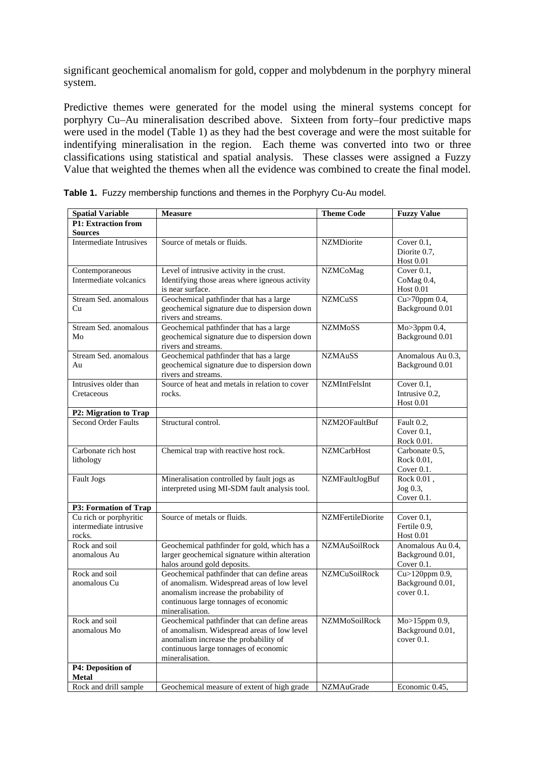significant geochemical anomalism for gold, copper and molybdenum in the porphyry mineral system.

Predictive themes were generated for the model using the mineral systems concept for porphyry Cu–Au mineralisation described above. Sixteen from forty–four predictive maps were used in the model (Table 1) as they had the best coverage and were the most suitable for indentifying mineralisation in the region. Each theme was converted into two or three classifications using statistical and spatial analysis. These classes were assigned a Fuzzy Value that weighted the themes when all the evidence was combined to create the final model.

**Table 1.** Fuzzy membership functions and themes in the Porphyry Cu-Au model.

| Spatial Variable | Measure | Theme Code | Fuzzy Value |
|---|---|---|---|
| **P1: Extraction from Sources** | | | |
| Intermediate Intrusives | Source of metals or fluids. | NZMDiorite | Cover 0.1, Diorite 0.7, Host 0.01 |
| Contemporaneous Intermediate volcanics | Level of intrusive activity in the crust. Identifying those areas where igneous activity is near surface. | NZMCoMag | Cover 0.1, CoMag 0.4, Host 0.01 |
| Stream Sed. anomalous Cu | Geochemical pathfinder that has a large geochemical signature due to dispersion down rivers and streams. | NZMCuSS | Cu>70ppm 0.4, Background 0.01 |
| Stream Sed. anomalous Mo | Geochemical pathfinder that has a large geochemical signature due to dispersion down rivers and streams. | NZMMoSS | Mo>3ppm 0.4, Background 0.01 |
| Stream Sed. anomalous Au | Geochemical pathfinder that has a large geochemical signature due to dispersion down rivers and streams. | NZMAuSS | Anomalous Au 0.3, Background 0.01 |
| Intrusives older than Cretaceous | Source of heat and metals in relation to cover rocks. | NZMIntFelsInt | Cover 0.1, Intrusive 0.2, Host 0.01 |
| **P2: Migration to Trap** | | | |
| Second Order Faults | Structural control. | NZM2OFaultBuf | Fault 0.2, Cover 0.1, Rock 0.01. |
| Carbonate rich host lithology | Chemical trap with reactive host rock. | NZMCarbHost | Carbonate 0.5, Rock 0.01, Cover 0.1. |
| Fault Jogs | Mineralisation controlled by fault jogs as interpreted using MI-SDM fault analysis tool. | NZMFaultJogBuf | Rock 0.01 , Jog 0.3, Cover 0.1. |
| **P3: Formation of Trap** | | | |
| Cu rich or porphyritic intermediate intrusive rocks. | Source of metals or fluids. | NZMFertileDiorite | Cover 0.1, Fertile 0.9, Host 0.01 |
| Rock and soil anomalous Au | Geochemical pathfinder for gold, which has a larger geochemical signature within alteration halos around gold deposits. | NZMAuSoilRock | Anomalous Au 0.4, Background 0.01, Cover 0.1. |
| Rock and soil anomalous Cu | Geochemical pathfinder that can define areas of anomalism. Widespread areas of low level anomalism increase the probability of continuous large tonnages of economic mineralisation. | NZMCuSoilRock | Cu>120ppm 0.9, Background 0.01, cover 0.1. |
| Rock and soil anomalous Mo | Geochemical pathfinder that can define areas of anomalism. Widespread areas of low level anomalism increase the probability of continuous large tonnages of economic mineralisation. | NZMMoSoilRock | Mo>15ppm 0.9, Background 0.01, cover 0.1. |
| **P4: Deposition of Metal** | | | |
| Rock and drill sample | Geochemical measure of extent of high grade | NZMAuGrade | Economic 0.45, |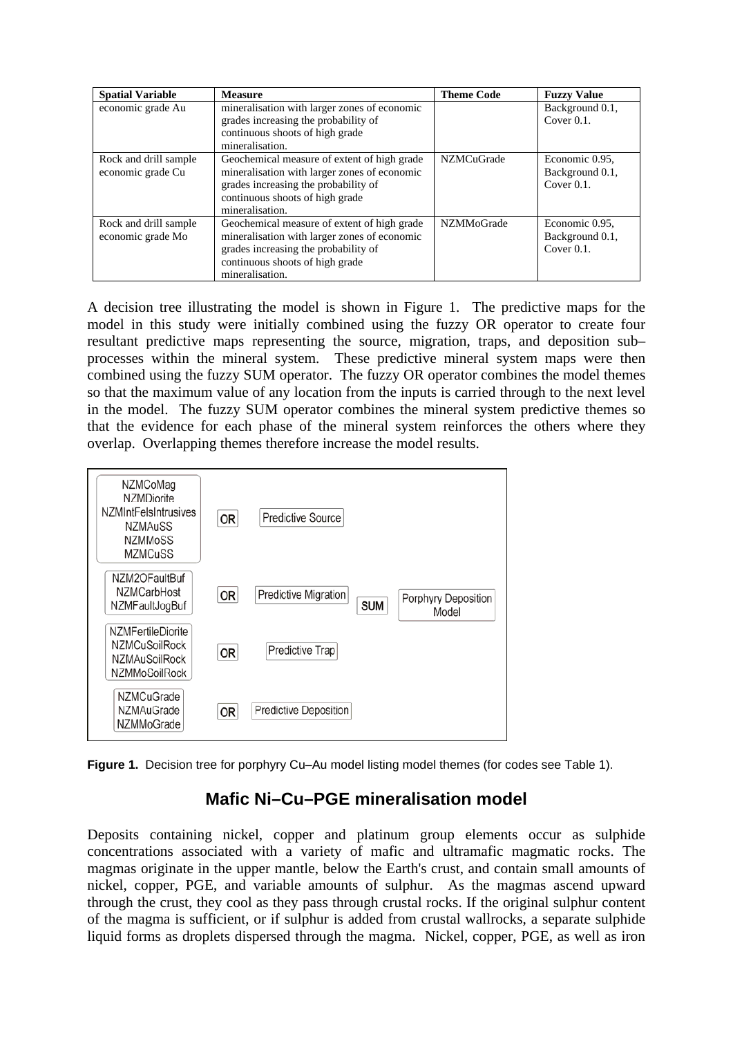| Spatial Variable | Measure | Theme Code | Fuzzy Value |
|---|---|---|---|
| economic grade Au | mineralisation with larger zones of economic grades increasing the probability of continuous shoots of high grade mineralisation. | | Background 0.1, Cover 0.1. |
| Rock and drill sample economic grade Cu | Geochemical measure of extent of high grade mineralisation with larger zones of economic grades increasing the probability of continuous shoots of high grade mineralisation. | NZMCuGrade | Economic 0.95, Background 0.1, Cover 0.1. |
| Rock and drill sample economic grade Mo | Geochemical measure of extent of high grade mineralisation with larger zones of economic grades increasing the probability of continuous shoots of high grade mineralisation. | NZMMoGrade | Economic 0.95, Background 0.1, Cover 0.1. |

A decision tree illustrating the model is shown in Figure 1. The predictive maps for the model in this study were initially combined using the fuzzy OR operator to create four resultant predictive maps representing the source, migration, traps, and deposition sub–processes within the mineral system. These predictive mineral system maps were then combined using the fuzzy SUM operator. The fuzzy OR operator combines the model themes so that the maximum value of any location from the inputs is carried through to the next level in the model. The fuzzy SUM operator combines the mineral system predictive themes so that the evidence for each phase of the mineral system reinforces the others where they overlap. Overlapping themes therefore increase the model results.

NZMCoMag
NZMDiorite
NZMIntFelsIntrusives
NZMAuSS
NZMMoSS
MZMCuSS
OR
Predictive Source

NZM2OFaultBuf
NZMCarbHost
NZMFaultJogBuf
OR
Predictive Migration

SUM
Porphyry Deposition Model

NZMFertileDiorite
NZMCuSoilRock
NZMAuSoilRock
NZMMoSoilRock
OR
Predictive Trap

NZMCuGrade
NZMAuGrade
NZMMoGrade
OR
Predictive Deposition

**Figure 1.** Decision tree for porphyry Cu–Au model listing model themes (for codes see Table 1).

## Mafic Ni–Cu–PGE mineralisation model

Deposits containing nickel, copper and platinum group elements occur as sulphide concentrations associated with a variety of mafic and ultramafic magmatic rocks. The magmas originate in the upper mantle, below the Earth's crust, and contain small amounts of nickel, copper, PGE, and variable amounts of sulphur. As the magmas ascend upward through the crust, they cool as they pass through crustal rocks. If the original sulphur content of the magma is sufficient, or if sulphur is added from crustal wallrocks, a separate sulphide liquid forms as droplets dispersed through the magma. Nickel, copper, PGE, as well as iron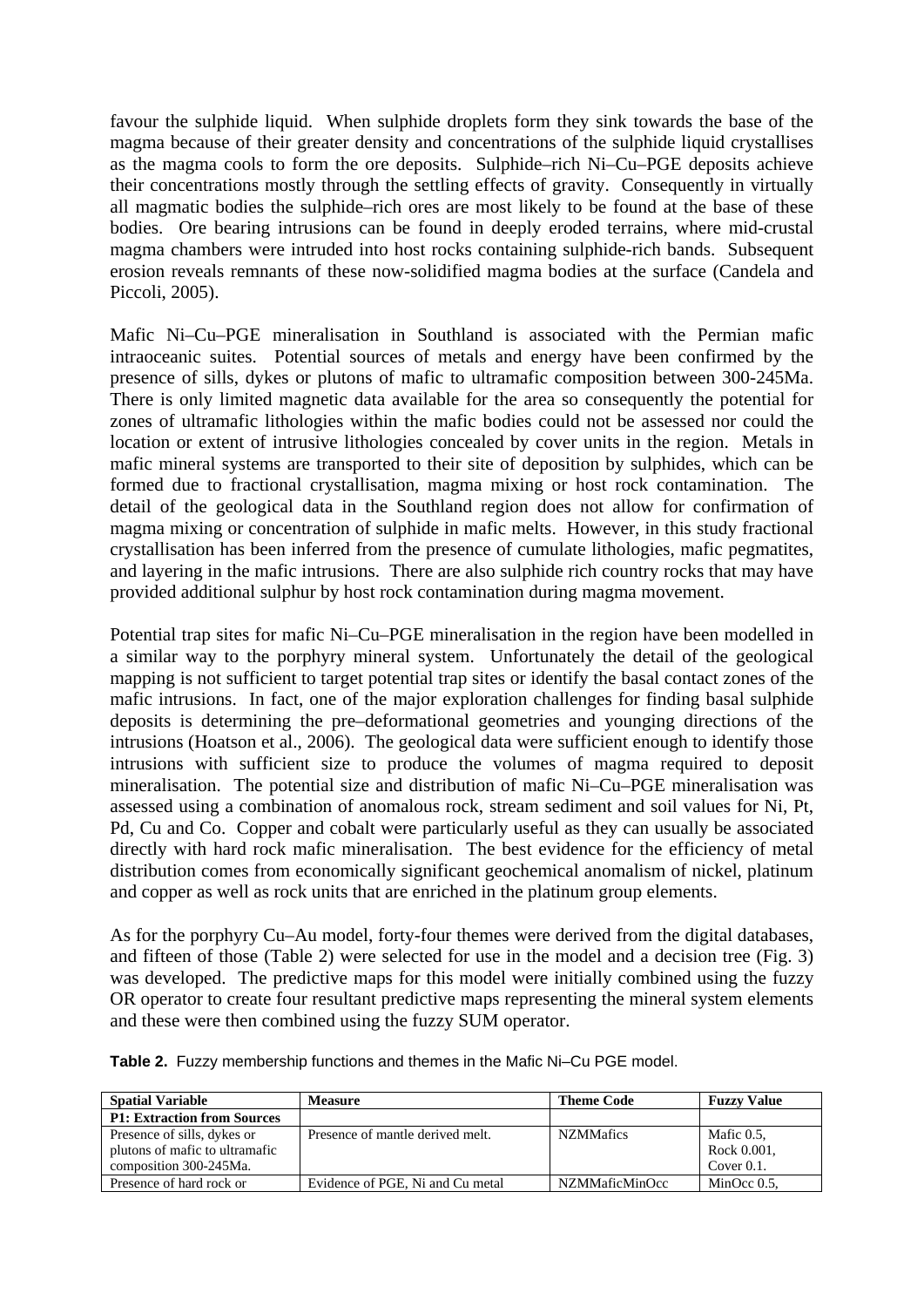favour the sulphide liquid. When sulphide droplets form they sink towards the base of the magma because of their greater density and concentrations of the sulphide liquid crystallises as the magma cools to form the ore deposits. Sulphide–rich Ni–Cu–PGE deposits achieve their concentrations mostly through the settling effects of gravity. Consequently in virtually all magmatic bodies the sulphide–rich ores are most likely to be found at the base of these bodies. Ore bearing intrusions can be found in deeply eroded terrains, where mid-crustal magma chambers were intruded into host rocks containing sulphide-rich bands. Subsequent erosion reveals remnants of these now-solidified magma bodies at the surface (Candela and Piccoli, 2005).

Mafic Ni–Cu–PGE mineralisation in Southland is associated with the Permian mafic intraoceanic suites. Potential sources of metals and energy have been confirmed by the presence of sills, dykes or plutons of mafic to ultramafic composition between 300-245Ma. There is only limited magnetic data available for the area so consequently the potential for zones of ultramafic lithologies within the mafic bodies could not be assessed nor could the location or extent of intrusive lithologies concealed by cover units in the region. Metals in mafic mineral systems are transported to their site of deposition by sulphides, which can be formed due to fractional crystallisation, magma mixing or host rock contamination. The detail of the geological data in the Southland region does not allow for confirmation of magma mixing or concentration of sulphide in mafic melts. However, in this study fractional crystallisation has been inferred from the presence of cumulate lithologies, mafic pegmatites, and layering in the mafic intrusions. There are also sulphide rich country rocks that may have provided additional sulphur by host rock contamination during magma movement.

Potential trap sites for mafic Ni–Cu–PGE mineralisation in the region have been modelled in a similar way to the porphyry mineral system. Unfortunately the detail of the geological mapping is not sufficient to target potential trap sites or identify the basal contact zones of the mafic intrusions. In fact, one of the major exploration challenges for finding basal sulphide deposits is determining the pre–deformational geometries and younging directions of the intrusions (Hoatson et al., 2006). The geological data were sufficient enough to identify those intrusions with sufficient size to produce the volumes of magma required to deposit mineralisation. The potential size and distribution of mafic Ni–Cu–PGE mineralisation was assessed using a combination of anomalous rock, stream sediment and soil values for Ni, Pt, Pd, Cu and Co. Copper and cobalt were particularly useful as they can usually be associated directly with hard rock mafic mineralisation. The best evidence for the efficiency of metal distribution comes from economically significant geochemical anomalism of nickel, platinum and copper as well as rock units that are enriched in the platinum group elements.

As for the porphyry Cu–Au model, forty-four themes were derived from the digital databases, and fifteen of those (Table 2) were selected for use in the model and a decision tree (Fig. 3) was developed. The predictive maps for this model were initially combined using the fuzzy OR operator to create four resultant predictive maps representing the mineral system elements and these were then combined using the fuzzy SUM operator.

**Table 2.** Fuzzy membership functions and themes in the Mafic Ni–Cu PGE model.

| Spatial Variable | Measure | Theme Code | Fuzzy Value |
|---|---|---|---|
| **P1: Extraction from Sources** | | | |
| Presence of sills, dykes or plutons of mafic to ultramafic composition 300-245Ma. | Presence of mantle derived melt. | NZMMafics | Mafic 0.5, Rock 0.001, Cover 0.1. |
| Presence of hard rock or | Evidence of PGE, Ni and Cu metal | NZMMaficMinOcc | MinOcc 0.5, |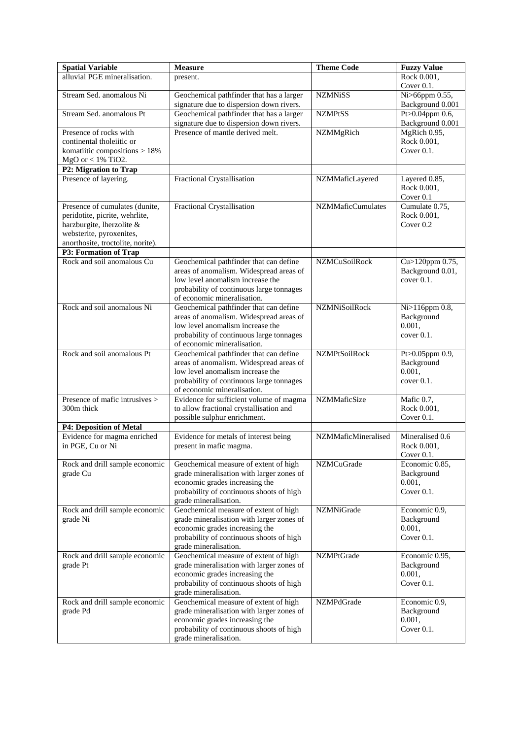| Spatial Variable | Measure | Theme Code | Fuzzy Value |
|---|---|---|---|
| alluvial PGE mineralisation. | present. | | Rock 0.001, Cover 0.1. |
| Stream Sed. anomalous Ni | Geochemical pathfinder that has a larger signature due to dispersion down rivers. | NZMNiSS | Ni>66ppm 0.55, Background 0.001 |
| Stream Sed. anomalous Pt | Geochemical pathfinder that has a larger signature due to dispersion down rivers. | NZMPtSS | Pt>0.04ppm 0.6, Background 0.001 |
| Presence of rocks with continental tholeiitic or komatiitic compositions > 18% MgO or < 1% $TiO_2$. | Presence of mantle derived melt. | NZMMgRich | MgRich 0.95, Rock 0.001, Cover 0.1. |
| **P2: Migration to Trap** | | | |
| Presence of layering. | Fractional Crystallisation | NZMMaficLayered | Layered 0.85, Rock 0.001, Cover 0.1 |
| Presence of cumulates (dunite, peridotite, picrite, wehrlite, harzburgite, lherzolite & websterite, pyroxenites, anorthosite, troctolite, norite). | Fractional Crystallisation | NZMMaficCumulates | Cumulate 0.75, Rock 0.001, Cover 0.2 |
| **P3: Formation of Trap** | | | |
| Rock and soil anomalous Cu | Geochemical pathfinder that can define areas of anomalism. Widespread areas of low level anomalism increase the probability of continuous large tonnages of economic mineralisation. | NZMCuSoilRock | Cu>120ppm 0.75, Background 0.01, cover 0.1. |
| Rock and soil anomalous Ni | Geochemical pathfinder that can define areas of anomalism. Widespread areas of low level anomalism increase the probability of continuous large tonnages of economic mineralisation. | NZMNiSoilRock | Ni>116ppm 0.8, Background 0.001, cover 0.1. |
| Rock and soil anomalous Pt | Geochemical pathfinder that can define areas of anomalism. Widespread areas of low level anomalism increase the probability of continuous large tonnages of economic mineralisation. | NZMPtSoilRock | Pt>0.05ppm 0.9, Background 0.001, cover 0.1. |
| Presence of mafic intrusives > 300m thick | Evidence for sufficient volume of magma to allow fractional crystallisation and possible sulphur enrichment. | NZMMaficSize | Mafic 0.7, Rock 0.001, Cover 0.1. |
| **P4: Deposition of Metal** | | | |
| Evidence for magma enriched in PGE, Cu or Ni | Evidence for metals of interest being present in mafic magma. | NZMMaficMineralised | Mineralised 0.6 Rock 0.001, Cover 0.1. |
| Rock and drill sample economic grade Cu | Geochemical measure of extent of high grade mineralisation with larger zones of economic grades increasing the probability of continuous shoots of high grade mineralisation. | NZMCuGrade | Economic 0.85, Background 0.001, Cover 0.1. |
| Rock and drill sample economic grade Ni | Geochemical measure of extent of high grade mineralisation with larger zones of economic grades increasing the probability of continuous shoots of high grade mineralisation. | NZMNiGrade | Economic 0.9, Background 0.001, Cover 0.1. |
| Rock and drill sample economic grade Pt | Geochemical measure of extent of high grade mineralisation with larger zones of economic grades increasing the probability of continuous shoots of high grade mineralisation. | NZMPtGrade | Economic 0.95, Background 0.001, Cover 0.1. |
| Rock and drill sample economic grade Pd | Geochemical measure of extent of high grade mineralisation with larger zones of economic grades increasing the probability of continuous shoots of high grade mineralisation. | NZMPdGrade | Economic 0.9, Background 0.001, Cover 0.1. |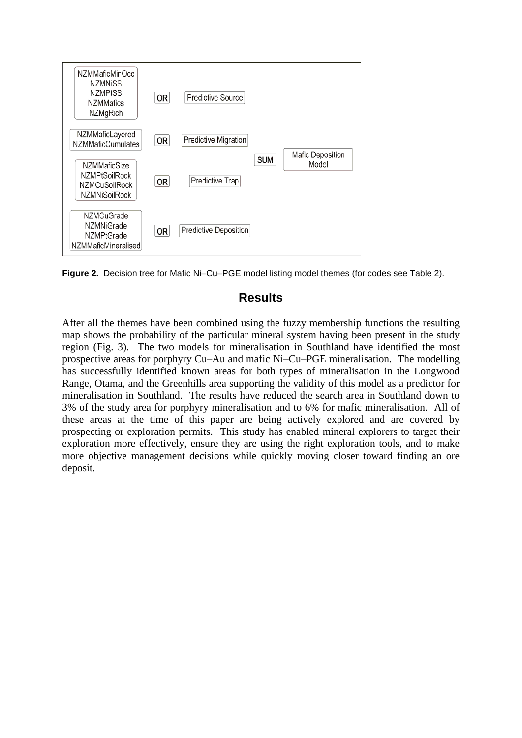| Themes | Operator | Predictive map |
|---|---|---|
| NZMMaficMinOcc, NZMNiSS, NZMPtSS, NZMMafics, NZMgRich | OR | Predictive Source |
| NZMMaficLayered, NZMMaficCumulates | OR | Predictive Migration |
| NZMMaficSize, NZMPtSoilRock, NZMCuSoilRock, NZMNiSoilRock | OR | Predictive Trap |
| NZMCuGrade, NZMNiGrade, NZMPtGrade, NZMMaficMineralised | OR | Predictive Deposition |

SUM → Mafic Deposition Model

**Figure 2.** Decision tree for Mafic Ni–Cu–PGE model listing model themes (for codes see Table 2).

## Results

After all the themes have been combined using the fuzzy membership functions the resulting map shows the probability of the particular mineral system having been present in the study region (Fig. 3). The two models for mineralisation in Southland have identified the most prospective areas for porphyry Cu–Au and mafic Ni–Cu–PGE mineralisation. The modelling has successfully identified known areas for both types of mineralisation in the Longwood Range, Otama, and the Greenhills area supporting the validity of this model as a predictor for mineralisation in Southland. The results have reduced the search area in Southland down to 3% of the study area for porphyry mineralisation and to 6% for mafic mineralisation. All of these areas at the time of this paper are being actively explored and are covered by prospecting or exploration permits. This study has enabled mineral explorers to target their exploration more effectively, ensure they are using the right exploration tools, and to make more objective management decisions while quickly moving closer toward finding an ore deposit.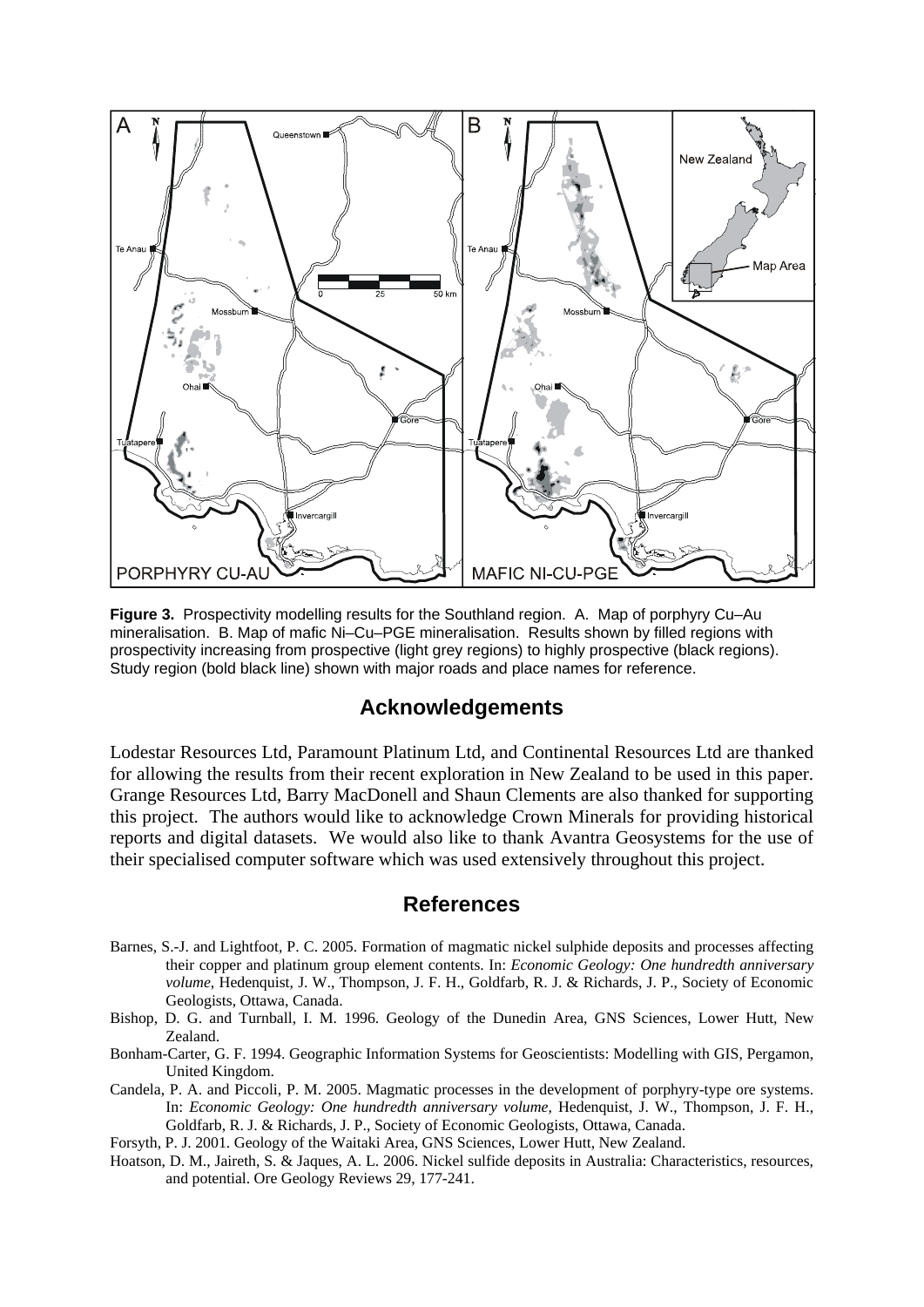**Figure 3.** Prospectivity modelling results for the Southland region. A. Map of porphyry Cu–Au mineralisation. B. Map of mafic Ni–Cu–PGE mineralisation. Results shown by filled regions with prospectivity increasing from prospective (light grey regions) to highly prospective (black regions). Study region (bold black line) shown with major roads and place names for reference.

## Acknowledgements

Lodestar Resources Ltd, Paramount Platinum Ltd, and Continental Resources Ltd are thanked for allowing the results from their recent exploration in New Zealand to be used in this paper. Grange Resources Ltd, Barry MacDonell and Shaun Clements are also thanked for supporting this project. The authors would like to acknowledge Crown Minerals for providing historical reports and digital datasets. We would also like to thank Avantra Geosystems for the use of their specialised computer software which was used extensively throughout this project.

## References

Barnes, S.-J. and Lightfoot, P. C. 2005. Formation of magmatic nickel sulphide deposits and processes affecting their copper and platinum group element contents. In: *Economic Geology: One hundredth anniversary volume*, Hedenquist, J. W., Thompson, J. F. H., Goldfarb, R. J. & Richards, J. P., Society of Economic Geologists, Ottawa, Canada.

Bishop, D. G. and Turnball, I. M. 1996. Geology of the Dunedin Area, GNS Sciences, Lower Hutt, New Zealand.

Bonham-Carter, G. F. 1994. Geographic Information Systems for Geoscientists: Modelling with GIS, Pergamon, United Kingdom.

Candela, P. A. and Piccoli, P. M. 2005. Magmatic processes in the development of porphyry-type ore systems. In: *Economic Geology: One hundredth anniversary volume*, Hedenquist, J. W., Thompson, J. F. H., Goldfarb, R. J. & Richards, J. P., Society of Economic Geologists, Ottawa, Canada.

Forsyth, P. J. 2001. Geology of the Waitaki Area, GNS Sciences, Lower Hutt, New Zealand.

Hoatson, D. M., Jaireth, S. & Jaques, A. L. 2006. Nickel sulfide deposits in Australia: Characteristics, resources, and potential. Ore Geology Reviews 29, 177-241.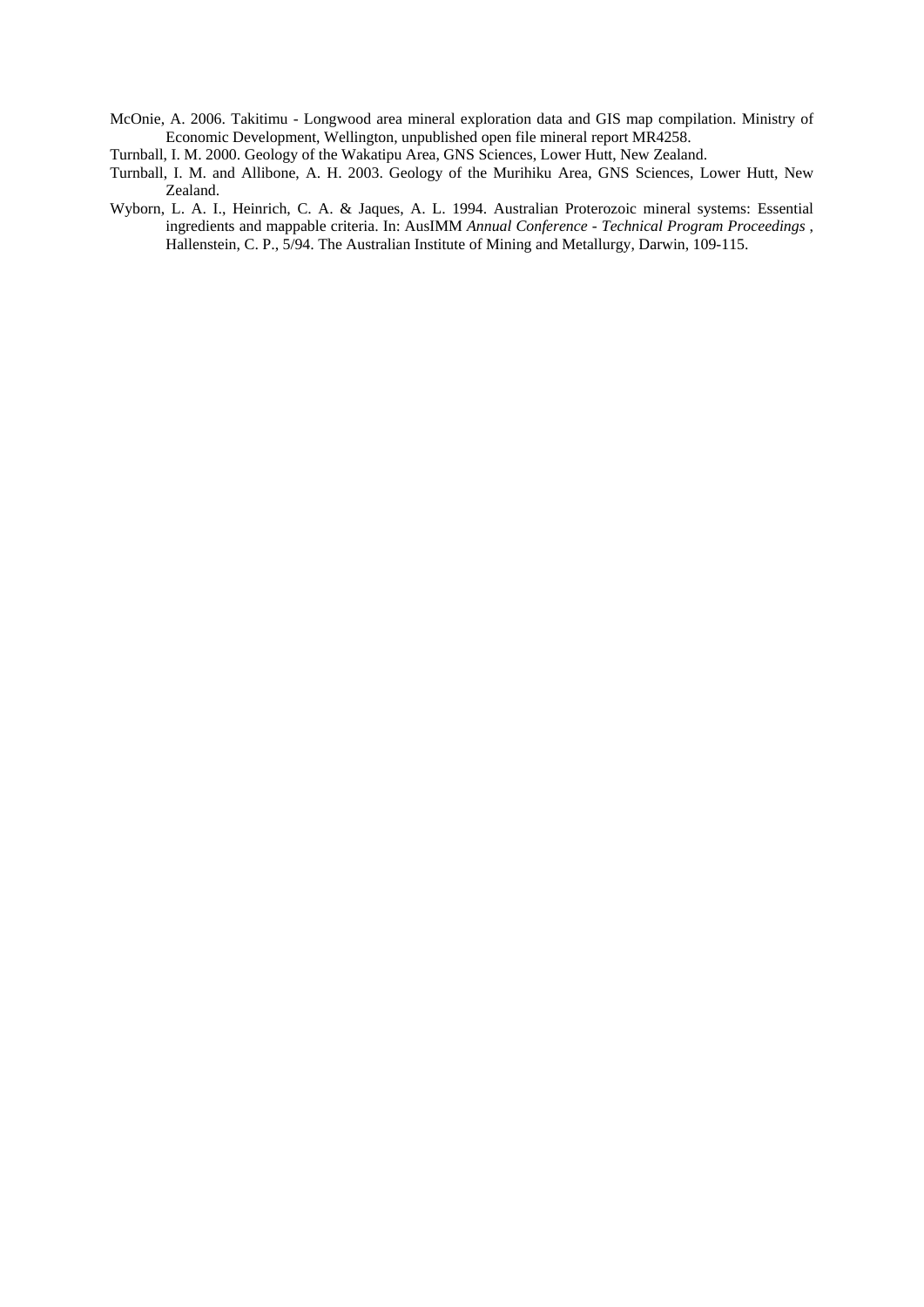McOnie, A. 2006. Takitimu - Longwood area mineral exploration data and GIS map compilation. Ministry of Economic Development, Wellington, unpublished open file mineral report MR4258.

Turnball, I. M. 2000. Geology of the Wakatipu Area, GNS Sciences, Lower Hutt, New Zealand.

Turnball, I. M. and Allibone, A. H. 2003. Geology of the Murihiku Area, GNS Sciences, Lower Hutt, New Zealand.

Wyborn, L. A. I., Heinrich, C. A. & Jaques, A. L. 1994. Australian Proterozoic mineral systems: Essential ingredients and mappable criteria. In: AusIMM *Annual Conference - Technical Program Proceedings* , Hallenstein, C. P., 5/94. The Australian Institute of Mining and Metallurgy, Darwin, 109-115.